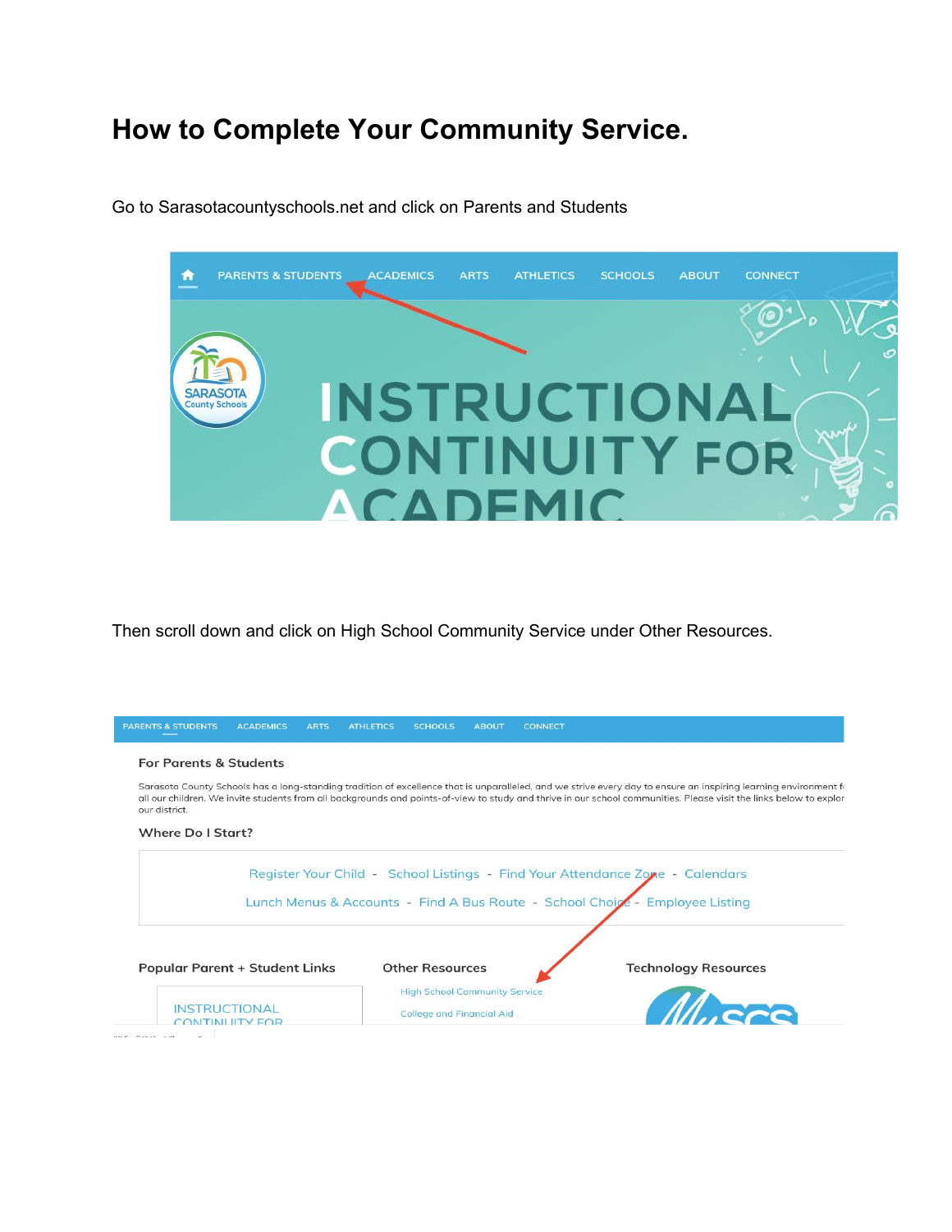# How to Complete Your Community Service.

Go to Sarasotacountyschools.net and click on Parents and Students

Then scroll down and click on High School Community Service under Other Resources.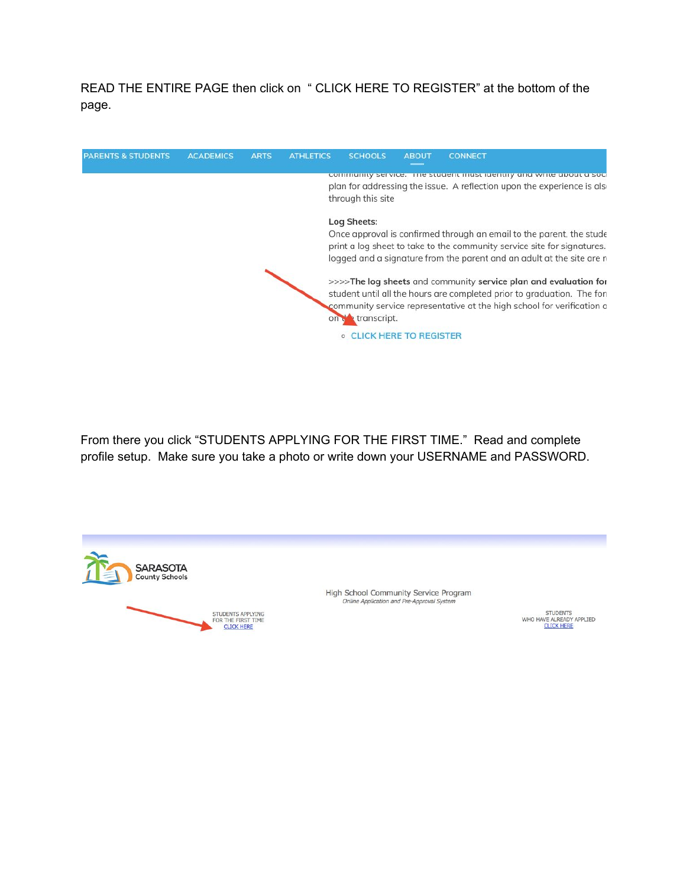READ THE ENTIRE PAGE then click on " CLICK HERE TO REGISTER" at the bottom of the page.

PARENTS & STUDENTS   ACADEMICS   ARTS   ATHLETICS   SCHOOLS   ABOUT   CONNECT

community service. The student must identify and write about a soc plan for addressing the issue. A reflection upon the experience is als through this site

**Log Sheets:**
Once approval is confirmed through an email to the parent, the stude print a log sheet to take to the community service site for signatures. logged and a signature from the parent and an adult at the site are r

>>>>**The log sheets** and community **service plan and evaluation for** student until all the hours are completed prior to graduation. The for community service representative at the high school for verification o on the transcript.

- CLICK HERE TO REGISTER

From there you click "STUDENTS APPLYING FOR THE FIRST TIME." Read and complete profile setup. Make sure you take a photo or write down your USERNAME and PASSWORD.

SARASOTA County Schools

High School Community Service Program
*Online Application and Pre-Approval System*

STUDENTS APPLYING FOR THE FIRST TIME
CLICK HERE

STUDENTS WHO HAVE ALREADY APPLIED
CLICK HERE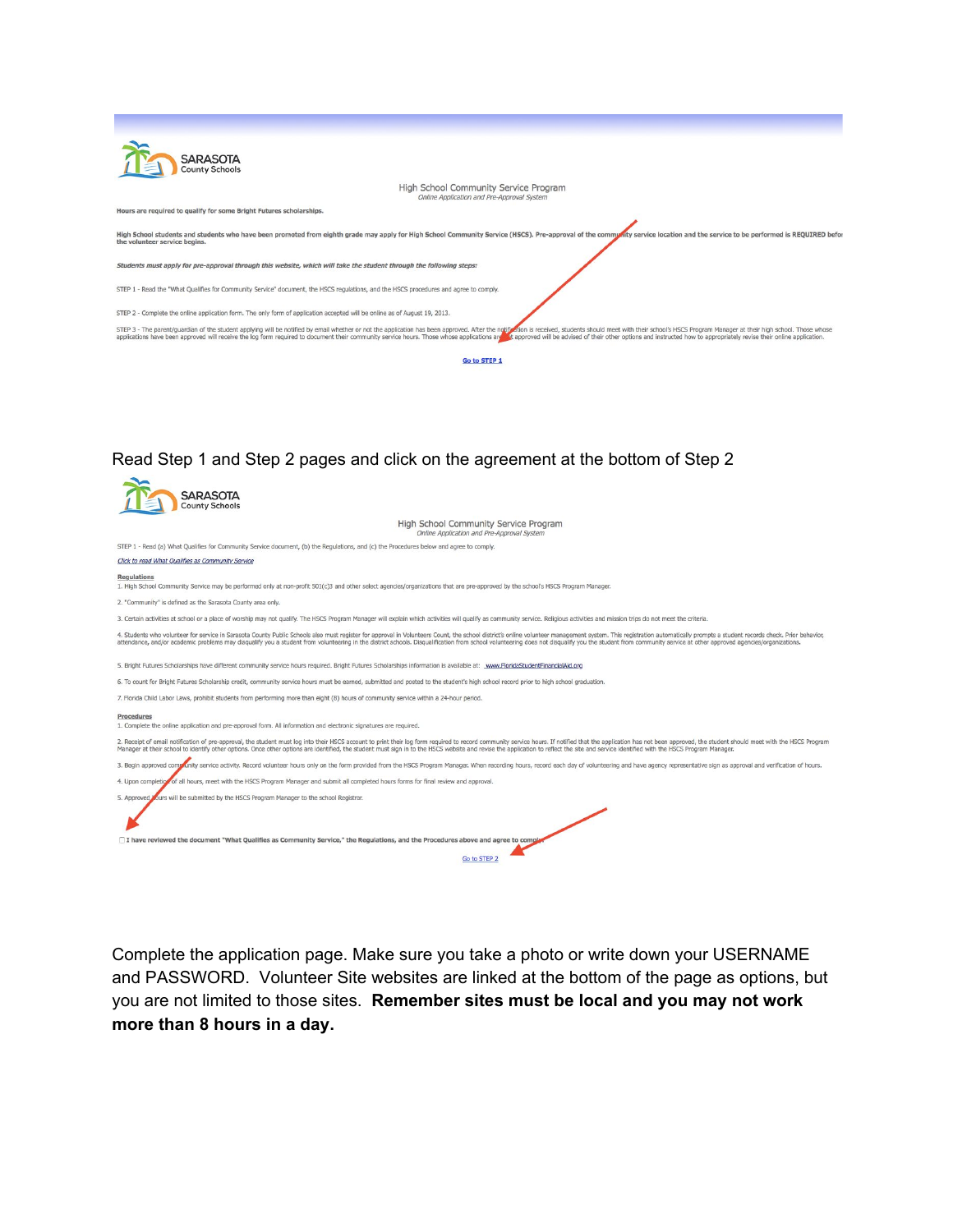SARASOTA
County Schools

High School Community Service Program
*Online Application and Pre-Approval System*

**Hours are required to qualify for some Bright Futures scholarships.**

**High School students and students who have been promoted from eighth grade may apply for High School Community Service (HSCS). Pre-approval of the community service location and the service to be performed is REQUIRED before the volunteer service begins.**

***Students must apply for pre-approval through this website, which will take the student through the following steps:***

STEP 1 - Read the "What Qualifies for Community Service" document, the HSCS regulations, and the HSCS procedures and agree to comply.

STEP 2 - Complete the online application form. The only form of application accepted will be online as of August 19, 2013.

STEP 3 - The parent/guardian of the student applying will be notified by email whether or not the application has been approved. After the notification is received, students should meet with their school's HSCS Program Manager at their high school. Those whose applications have been approved will receive the log form required to document their community service hours. Those whose applications are not approved will be advised of their other options and instructed how to appropriately revise their online application.

Go to STEP 1

Read Step 1 and Step 2 pages and click on the agreement at the bottom of Step 2

SARASOTA
County Schools

High School Community Service Program
*Online Application and Pre-Approval System*

STEP 1 - Read (a) What Qualifies for Community Service document, (b) the Regulations, and (c) the Procedures below and agree to comply.

*Click to read What Qualifies as Community Service*

**Regulations**

1. High School Community Service may be performed only at non-profit 501(c)3 and other select agencies/organizations that are pre-approved by the school's HSCS Program Manager.
2. "Community" is defined as the Sarasota County area only.
3. Certain activities at school or a place of worship may not qualify. The HSCS Program Manager will explain which activities will qualify as community service. Religious activities and mission trips do not meet the criteria.
4. Students who volunteer for service in Sarasota County Public Schools also must register for approval in Volunteers Count, the school district's online volunteer management system. This registration automatically prompts a student records check. Prior behavior, attendance, and/or academic problems may disqualify you a student from volunteering in the district schools. Disqualification from school volunteering does not disqualify you the student from community service at other approved agencies/organizations.
5. Bright Futures Scholarships have different community service hours required. Bright Futures Scholarships information is available at: www.FloridaStudentFinancialAid.org
6. To count for Bright Futures Scholarship credit, community service hours must be earned, submitted and posted to the student's high school record prior to high school graduation.
7. Florida Child Labor Laws, prohibit students from performing more than eight (8) hours of community service within a 24-hour period.

**Procedures**

1. Complete the online application and pre-approval form. All information and electronic signatures are required.
2. Receipt of email notification of pre-approval, the student must log into their HSCS account to print their log form required to record community service hours. If notified that the application has not been approved, the student should meet with the HSCS Program Manager at their school to identify other options. Once other options are identified, the student must sign in to the HSCS website and revise the application to reflect the site and service identified with the HSCS Program Manager.
3. Begin approved community service activity. Record volunteer hours only on the form provided from the HSCS Program Manager. When recording hours, record each day of volunteering and have agency representative sign as approval and verification of hours.
4. Upon completion of all hours, meet with the HSCS Program Manager and submit all completed hours forms for final review and approval.
5. Approved hours will be submitted by the HSCS Program Manager to the school Registrar.

☐ **I have reviewed the document "What Qualifies as Community Service," the Regulations, and the Procedures above and agree to comply.**

Go to STEP 2

Complete the application page. Make sure you take a photo or write down your USERNAME and PASSWORD. Volunteer Site websites are linked at the bottom of the page as options, but you are not limited to those sites. **Remember sites must be local and you may not work more than 8 hours in a day.**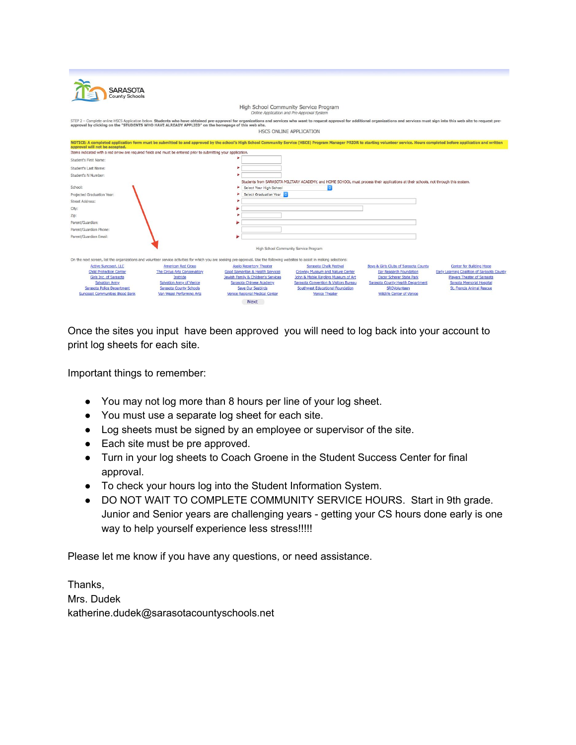SARASOTA County Schools

High School Community Service Program
*Online Application and Pre-Approval System*

STEP 2 – Complete online HSCS Application below. **Students who have obtained pre-approval for organizations and services who want to request approval for additional organizations and services must sign into this web site to request pre-approval by clicking on the "STUDENTS WHO HAVE ALREADY APPLIED" on the homepage of this web site.**

HSCS ONLINE APPLICATION

**NOTICE: A completed application form must be submitted to and approved by the school's High School Community Service (HSCS) Program Manager PRIOR to starting volunteer service. Hours completed before application and written approval will not be accepted.**

Items indicated with a red arrow are required fields and must be entered prior to submitting your application.

Student's First Name:
Student's Last Name:
Student's N Number:
School: Select Your High School
Students from SARASOTA MILITARY ACADEMY, and HOME SCHOOL must process their applications at their schools, not through this system.
Projected Graduation Year: Select Graduation Year
Street Address:
City:
Zip:
Parent/Guardian:
Parent/Guardian Phone:
Parent/Guardian Email:

High School Community Service Program

On the next screen, list the organizations and volunteer service activities for which you are seeking pre-approval. Use the following websites to assist in making selections:

| | | | | | |
|---|---|---|---|---|---|
| Active Suncoast, LLC | American Red Cross | Asolo Repertory Theater | Sarasota Chalk Festival | Boys & Girls Clubs of Sarasota County | Center for Building Hope |
| Child Protection Center | The Circus Arts Conservatory | Good Samaritan & Health Services | Crowley Museum and Nature Center | Ear Research Foundation | Early Learning Coalition of Sarasota County |
| Girls Inc. of Sarasota | Instride | Jewish Family & Children's Services | John & Mable Ringling Museum of Art | Oscar Scherer State Park | Players Theater of Sarasota |
| Salvation Army | Salvation Army of Venice | Sarasota Chinese Academy | Sarasota Convention & Visitors Bureau | Sarasota County Health Department | Sarasota Memorial Hospital |
| Sarasota Police Department | Sarasota County Schools | Save Our Seabirds | Southwest Educational Foundation | SRQVolunteen | St. Francis Animal Rescue |
| Suncoast Communities Blood Bank | Van Wezel Performing Arts | Venice Regional Medical Center | Venice Theater | Wildlife Center of Venice | |

Next

Once the sites you input have been approved you will need to log back into your account to print log sheets for each site.

Important things to remember:

- You may not log more than 8 hours per line of your log sheet.
- You must use a separate log sheet for each site.
- Log sheets must be signed by an employee or supervisor of the site.
- Each site must be pre approved.
- Turn in your log sheets to Coach Groene in the Student Success Center for final approval.
- To check your hours log into the Student Information System.
- DO NOT WAIT TO COMPLETE COMMUNITY SERVICE HOURS. Start in 9th grade. Junior and Senior years are challenging years - getting your CS hours done early is one way to help yourself experience less stress!!!!!

Please let me know if you have any questions, or need assistance.

Thanks,
Mrs. Dudek
katherine.dudek@sarasotacountyschools.net